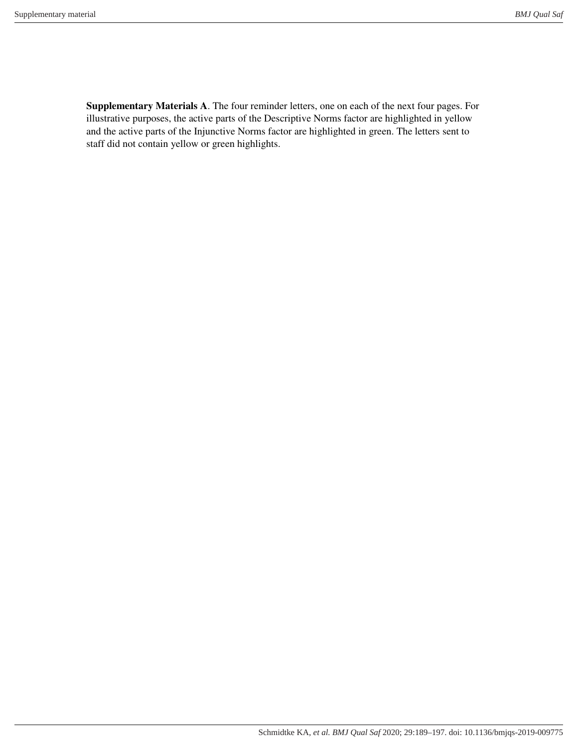**Supplementary Materials A**. The four reminder letters, one on each of the next four pages. For illustrative purposes, the active parts of the Descriptive Norms factor are highlighted in yellow and the active parts of the Injunctive Norms factor are highlighted in green. The letters sent to staff did not contain yellow or green highlights.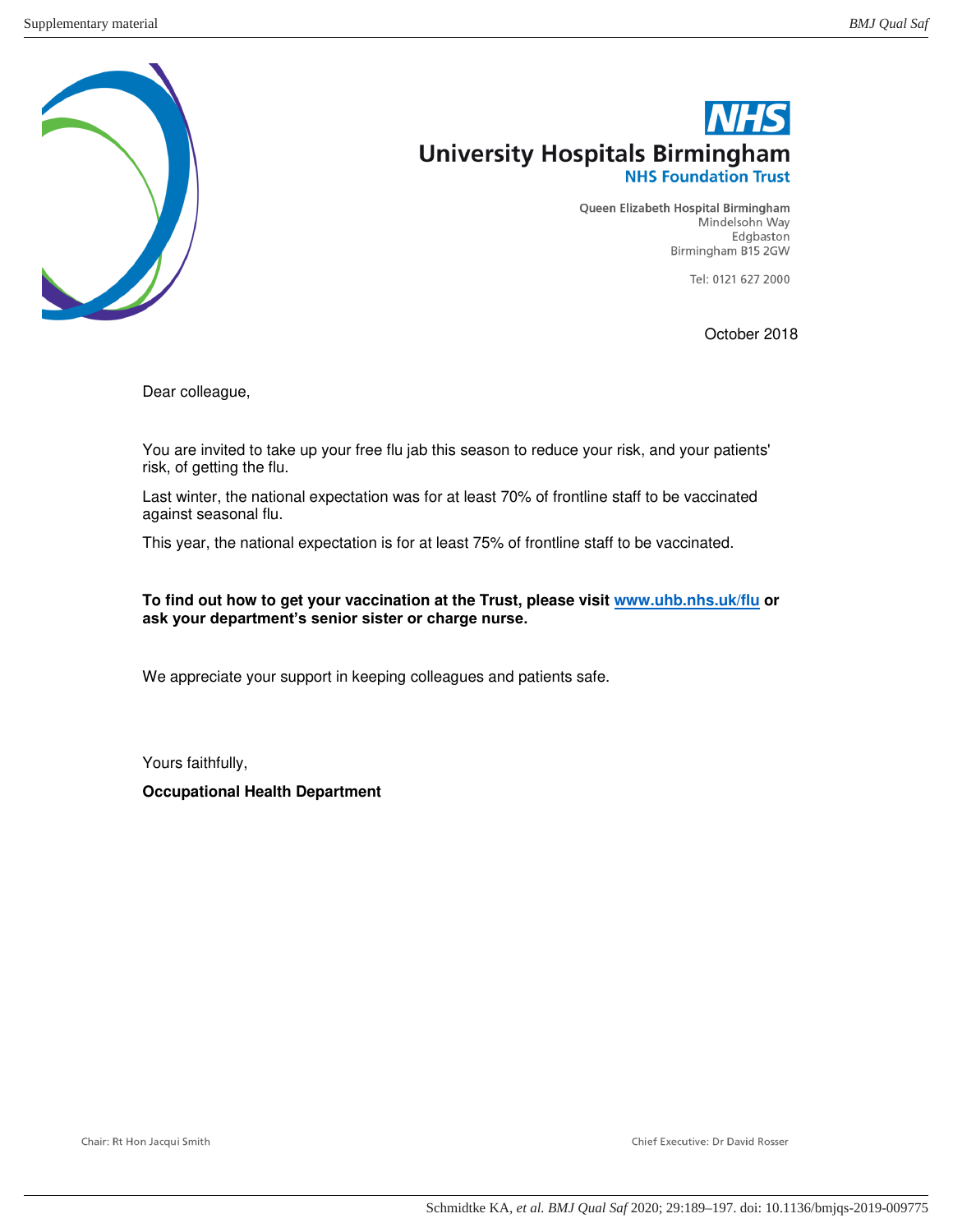**NHS**

**University Hospitals Birmingham**
**NHS Foundation Trust**

Queen Elizabeth Hospital Birmingham
Mindelsohn Way
Edgbaston
Birmingham B15 2GW

Tel: 0121 627 2000

October 2018

Dear colleague,

You are invited to take up your free flu jab this season to reduce your risk, and your patients' risk, of getting the flu.

Last winter, the national expectation was for at least 70% of frontline staff to be vaccinated against seasonal flu.

This year, the national expectation is for at least 75% of frontline staff to be vaccinated.

**To find out how to get your vaccination at the Trust, please visit [www.uhb.nhs.uk/flu](http://www.uhb.nhs.uk/flu) or ask your department's senior sister or charge nurse.**

We appreciate your support in keeping colleagues and patients safe.

Yours faithfully,

**Occupational Health Department**

Chair: Rt Hon Jacqui Smith

Chief Executive: Dr David Rosser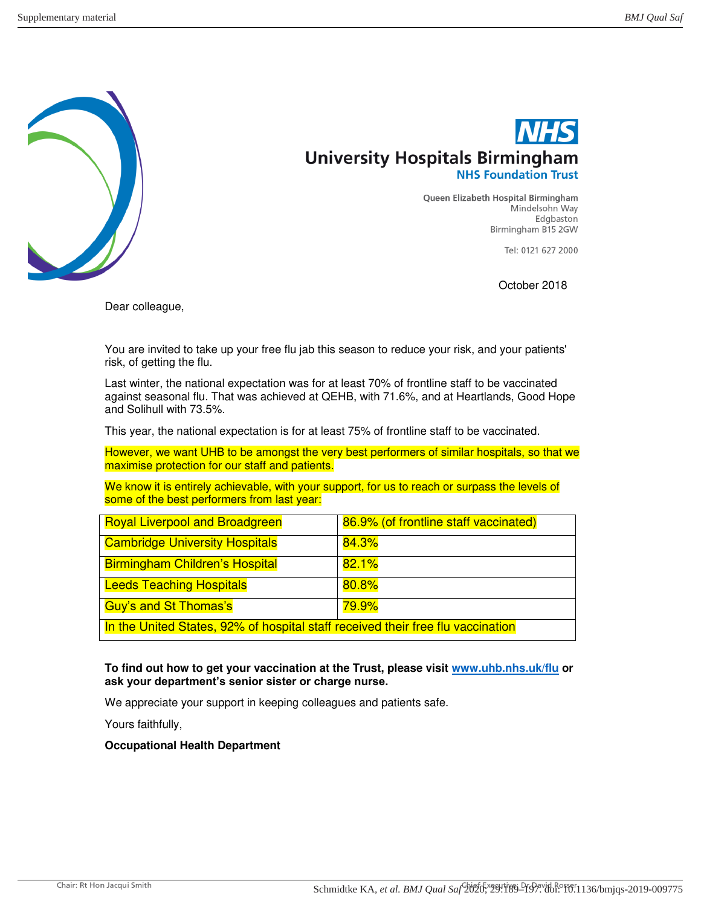**NHS**

**University Hospitals Birmingham**
**NHS Foundation Trust**

Queen Elizabeth Hospital Birmingham
Mindelsohn Way
Edgbaston
Birmingham B15 2GW

Tel: 0121 627 2000

October 2018

Dear colleague,

You are invited to take up your free flu jab this season to reduce your risk, and your patients' risk, of getting the flu.

Last winter, the national expectation was for at least 70% of frontline staff to be vaccinated against seasonal flu. That was achieved at QEHB, with 71.6%, and at Heartlands, Good Hope and Solihull with 73.5%.

This year, the national expectation is for at least 75% of frontline staff to be vaccinated.

However, we want UHB to be amongst the very best performers of similar hospitals, so that we maximise protection for our staff and patients.

We know it is entirely achievable, with your support, for us to reach or surpass the levels of some of the best performers from last year:

| Royal Liverpool and Broadgreen | 86.9% (of frontline staff vaccinated) |
|---|---|
| Cambridge University Hospitals | 84.3% |
| Birmingham Children's Hospital | 82.1% |
| Leeds Teaching Hospitals | 80.8% |
| Guy's and St Thomas's | 79.9% |
| In the United States, 92% of hospital staff received their free flu vaccination | |

**To find out how to get your vaccination at the Trust, please visit www.uhb.nhs.uk/flu or ask your department's senior sister or charge nurse.**

We appreciate your support in keeping colleagues and patients safe.

Yours faithfully,

**Occupational Health Department**

Chair: Rt Hon Jacqui Smith

Chief Executive: Dr David Rosser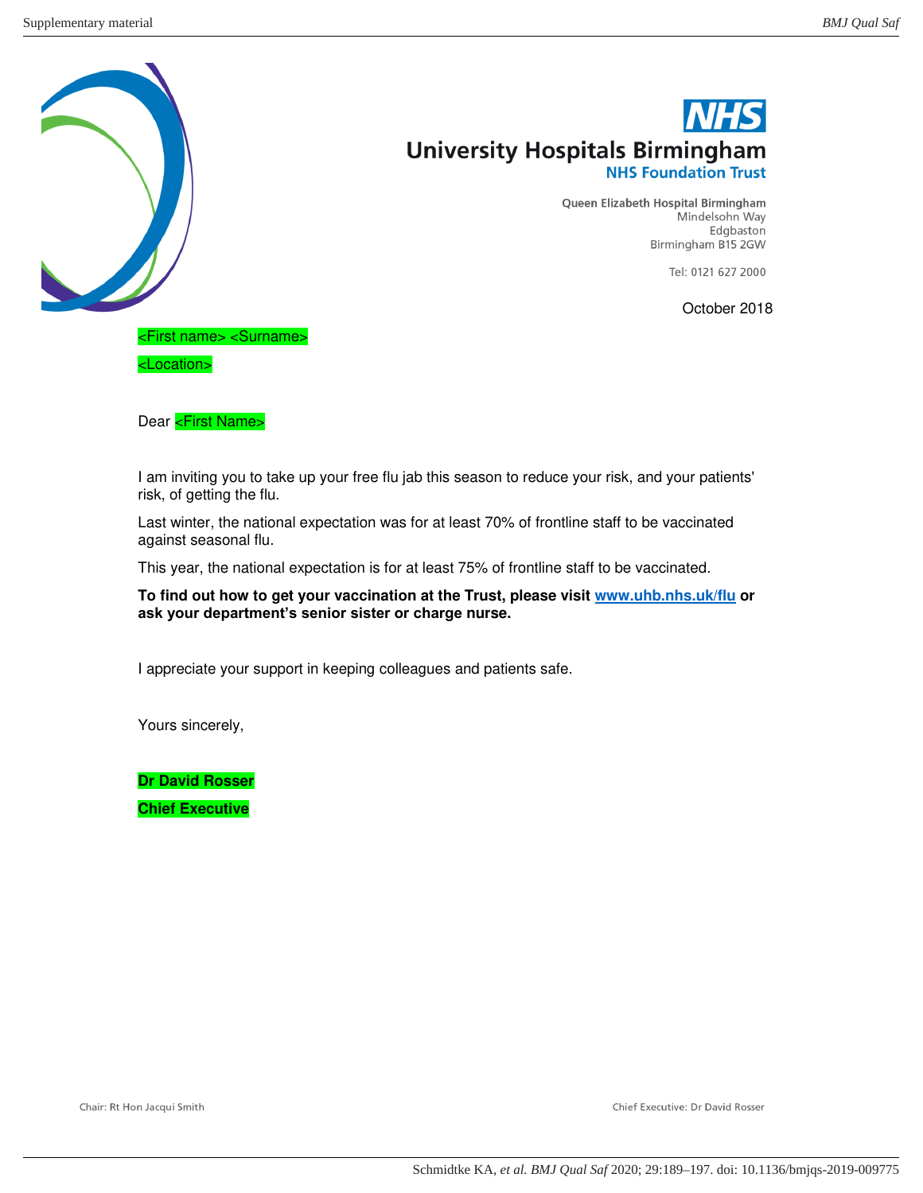**NHS**

**University Hospitals Birmingham**
**NHS Foundation Trust**

Queen Elizabeth Hospital Birmingham
Mindelsohn Way
Edgbaston
Birmingham B15 2GW

Tel: 0121 627 2000

October 2018

<First name> <Surname>

<Location>

Dear <First Name>

I am inviting you to take up your free flu jab this season to reduce your risk, and your patients' risk, of getting the flu.

Last winter, the national expectation was for at least 70% of frontline staff to be vaccinated against seasonal flu.

This year, the national expectation is for at least 75% of frontline staff to be vaccinated.

**To find out how to get your vaccination at the Trust, please visit www.uhb.nhs.uk/flu or ask your department's senior sister or charge nurse.**

I appreciate your support in keeping colleagues and patients safe.

Yours sincerely,

**Dr David Rosser**

**Chief Executive**

Chair: Rt Hon Jacqui Smith

Chief Executive: Dr David Rosser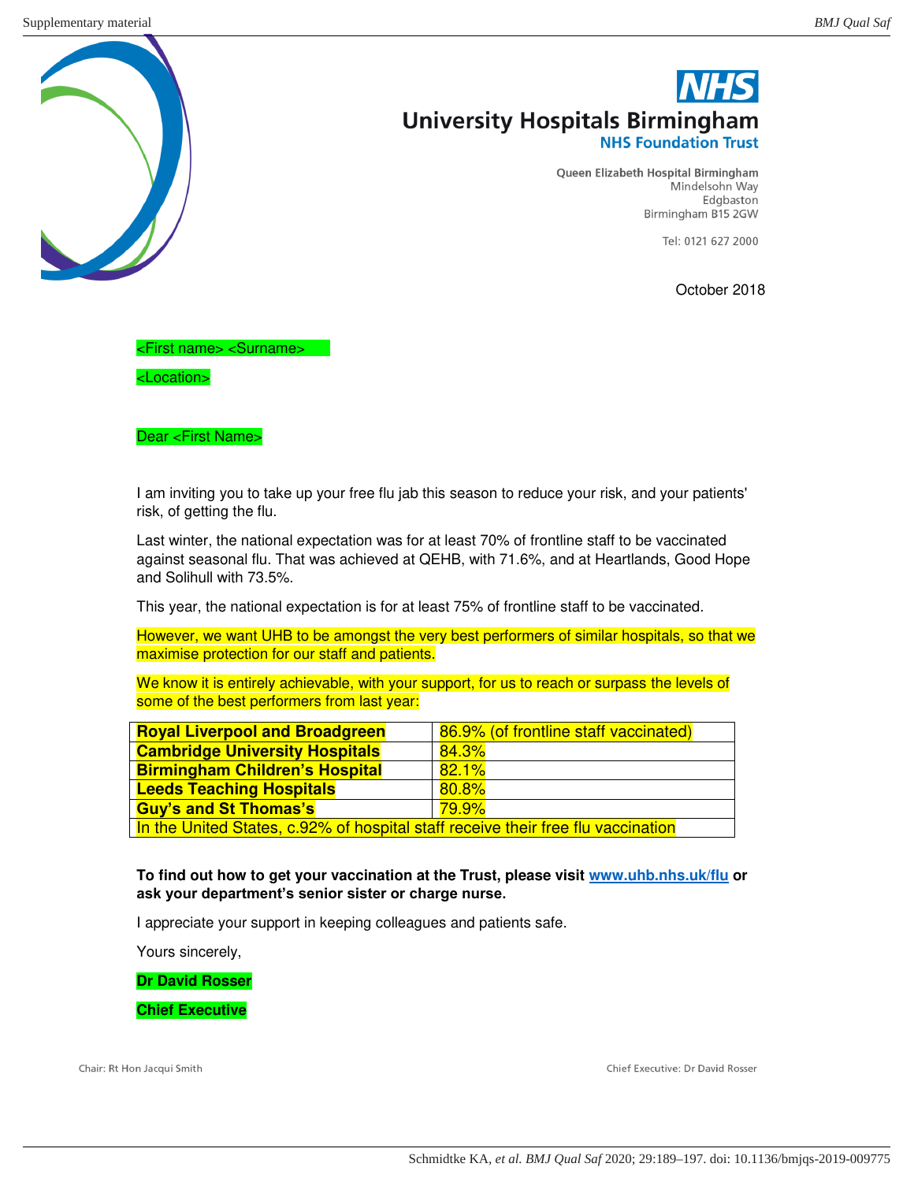**University Hospitals Birmingham**
**NHS Foundation Trust**

Queen Elizabeth Hospital Birmingham
Mindelsohn Way
Edgbaston
Birmingham B15 2GW

Tel: 0121 627 2000

October 2018

<First name> <Surname>

<Location>

Dear <First Name>

I am inviting you to take up your free flu jab this season to reduce your risk, and your patients' risk, of getting the flu.

Last winter, the national expectation was for at least 70% of frontline staff to be vaccinated against seasonal flu. That was achieved at QEHB, with 71.6%, and at Heartlands, Good Hope and Solihull with 73.5%.

This year, the national expectation is for at least 75% of frontline staff to be vaccinated.

However, we want UHB to be amongst the very best performers of similar hospitals, so that we maximise protection for our staff and patients.

We know it is entirely achievable, with your support, for us to reach or surpass the levels of some of the best performers from last year:

| | |
|---|---|
| **Royal Liverpool and Broadgreen** | 86.9% (of frontline staff vaccinated) |
| **Cambridge University Hospitals** | 84.3% |
| **Birmingham Children's Hospital** | 82.1% |
| **Leeds Teaching Hospitals** | 80.8% |
| **Guy's and St Thomas's** | 79.9% |
| In the United States, c.92% of hospital staff receive their free flu vaccination | |

**To find out how to get your vaccination at the Trust, please visit www.uhb.nhs.uk/flu or ask your department's senior sister or charge nurse.**

I appreciate your support in keeping colleagues and patients safe.

Yours sincerely,

**Dr David Rosser**

**Chief Executive**

Chair: Rt Hon Jacqui Smith

Chief Executive: Dr David Rosser